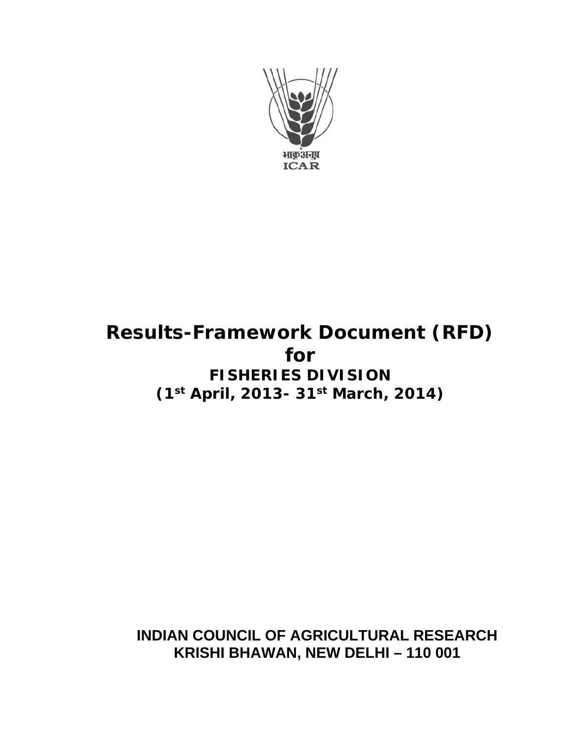भाकृअनुप
ICAR

# Results-Framework Document (RFD)
# for
## FISHERIES DIVISION
## (1st April, 2013- 31st March, 2014)

**INDIAN COUNCIL OF AGRICULTURAL RESEARCH**
**KRISHI BHAWAN, NEW DELHI – 110 001**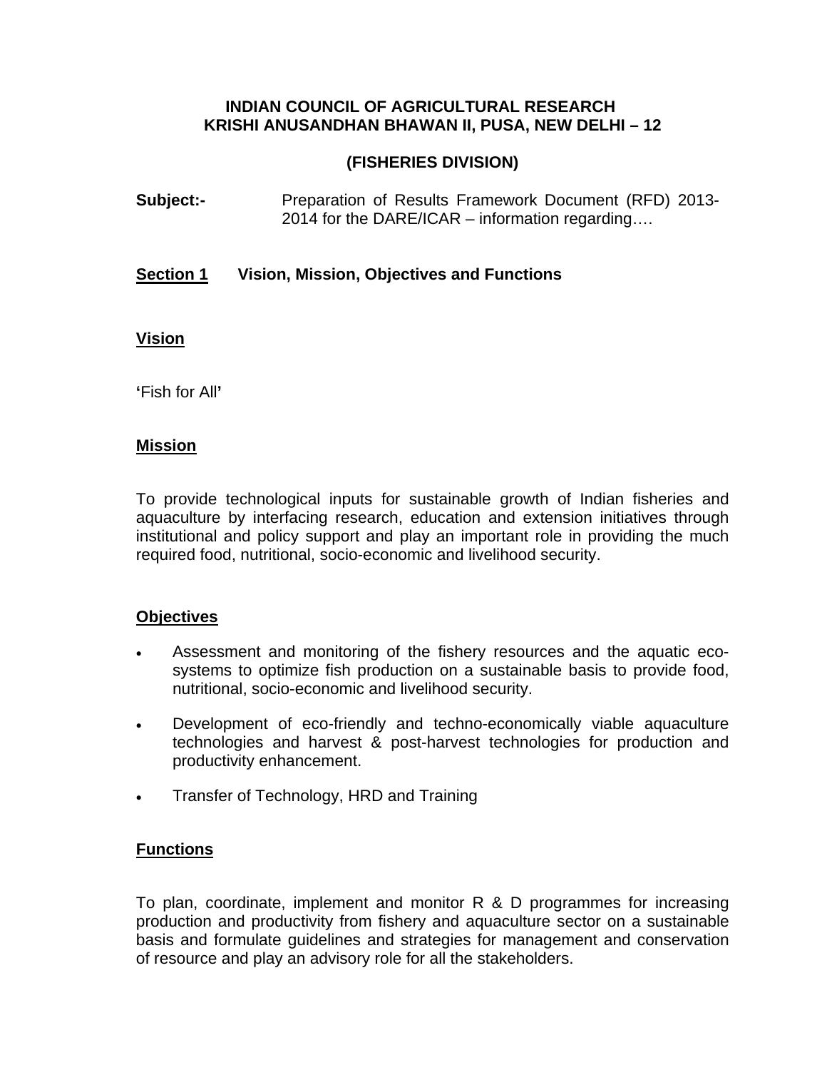**INDIAN COUNCIL OF AGRICULTURAL RESEARCH**
**KRISHI ANUSANDHAN BHAWAN II, PUSA, NEW DELHI – 12**

**(FISHERIES DIVISION)**

**Subject:-** Preparation of Results Framework Document (RFD) 2013-2014 for the DARE/ICAR – information regarding….

## Section 1 Vision, Mission, Objectives and Functions

### Vision

**'**Fish for All**'**

### Mission

To provide technological inputs for sustainable growth of Indian fisheries and aquaculture by interfacing research, education and extension initiatives through institutional and policy support and play an important role in providing the much required food, nutritional, socio-economic and livelihood security.

### Objectives

- Assessment and monitoring of the fishery resources and the aquatic eco-systems to optimize fish production on a sustainable basis to provide food, nutritional, socio-economic and livelihood security.
- Development of eco-friendly and techno-economically viable aquaculture technologies and harvest & post-harvest technologies for production and productivity enhancement.
- Transfer of Technology, HRD and Training

### Functions

To plan, coordinate, implement and monitor R & D programmes for increasing production and productivity from fishery and aquaculture sector on a sustainable basis and formulate guidelines and strategies for management and conservation of resource and play an advisory role for all the stakeholders.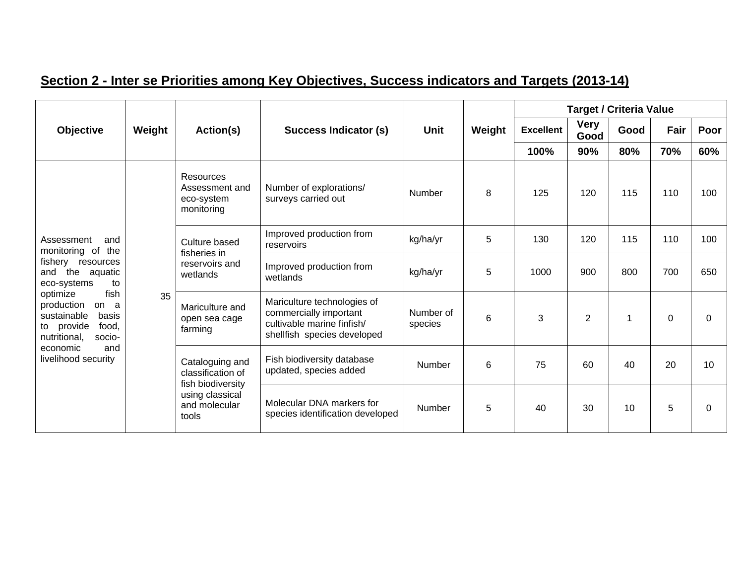## Section 2 - Inter se Priorities among Key Objectives, Success indicators and Targets (2013-14)

| Objective | Weight | Action(s) | Success Indicator (s) | Unit | Weight | Target / Criteria Value | | | | |
|---|---|---|---|---|---|---|---|---|---|---|
| | | | | | | Excellent | Very Good | Good | Fair | Poor |
| | | | | | | 100% | 90% | 80% | 70% | 60% |
| Assessment and monitoring of the fishery resources and the aquatic eco-systems to optimize fish production on a sustainable basis to provide food, nutritional, socio-economic and livelihood security | 35 | Resources Assessment and eco-system monitoring | Number of explorations/ surveys carried out | Number | 8 | 125 | 120 | 115 | 110 | 100 |
| | | Culture based fisheries in reservoirs and wetlands | Improved production from reservoirs | kg/ha/yr | 5 | 130 | 120 | 115 | 110 | 100 |
| | | | Improved production from wetlands | kg/ha/yr | 5 | 1000 | 900 | 800 | 700 | 650 |
| | | Mariculture and open sea cage farming | Mariculture technologies of commercially important cultivable marine finfish/ shellfish species developed | Number of species | 6 | 3 | 2 | 1 | 0 | 0 |
| | | Cataloguing and classification of fish biodiversity using classical and molecular tools | Fish biodiversity database updated, species added | Number | 6 | 75 | 60 | 40 | 20 | 10 |
| | | | Molecular DNA markers for species identification developed | Number | 5 | 40 | 30 | 10 | 5 | 0 |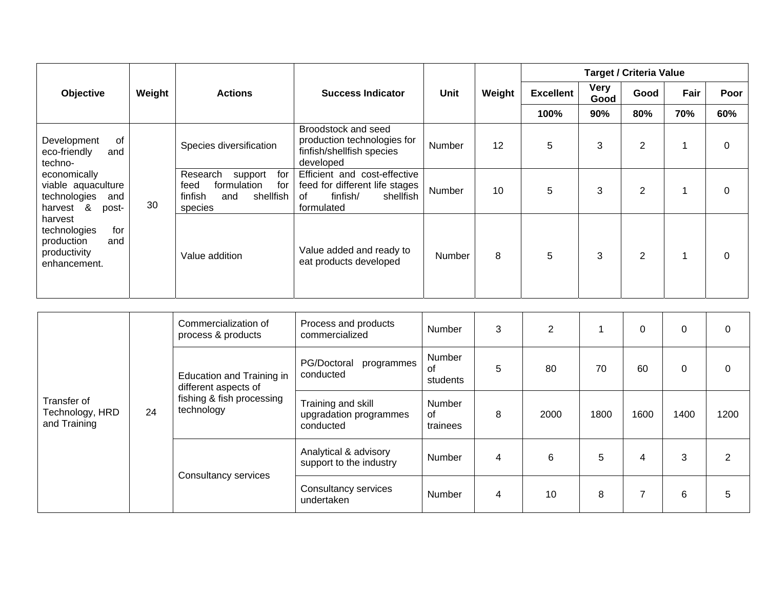| Objective | Weight | Actions | Success Indicator | Unit | Weight | Target / Criteria Value | | | | |
|---|---|---|---|---|---|---|---|---|---|---|
| | | | | | | Excellent | Very Good | Good | Fair | Poor |
| | | | | | | 100% | 90% | 80% | 70% | 60% |
| Development of eco-friendly and techno-economically viable aquaculture technologies and harvest & post-harvest technologies for production and productivity enhancement. | 30 | Species diversification | Broodstock and seed production technologies for finfish/shellfish species developed | Number | 12 | 5 | 3 | 2 | 1 | 0 |
| | | Research support for feed formulation for finfish and shellfish species | Efficient and cost-effective feed for different life stages of finfish/ shellfish formulated | Number | 10 | 5 | 3 | 2 | 1 | 0 |
| | | Value addition | Value added and ready to eat products developed | Number | 8 | 5 | 3 | 2 | 1 | 0 |
| Transfer of Technology, HRD and Training | 24 | Commercialization of process & products | Process and products commercialized | Number | 3 | 2 | 1 | 0 | 0 | 0 |
| | | Education and Training in different aspects of fishing & fish processing technology | PG/Doctoral programmes conducted | Number of students | 5 | 80 | 70 | 60 | 0 | 0 |
| | | | Training and skill upgradation programmes conducted | Number of trainees | 8 | 2000 | 1800 | 1600 | 1400 | 1200 |
| | | Consultancy services | Analytical & advisory support to the industry | Number | 4 | 6 | 5 | 4 | 3 | 2 |
| | | | Consultancy services undertaken | Number | 4 | 10 | 8 | 7 | 6 | 5 |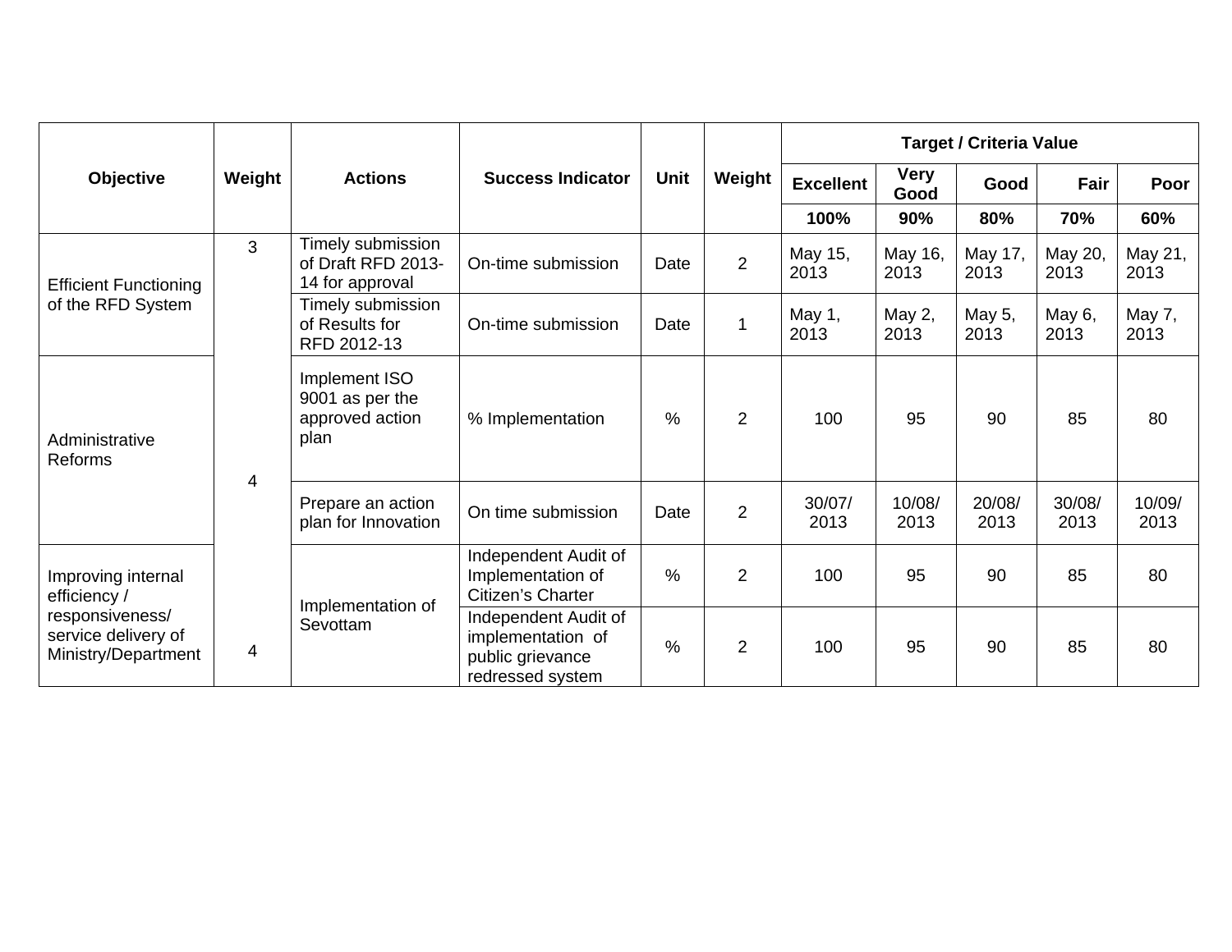| Objective | Weight | Actions | Success Indicator | Unit | Weight | Target / Criteria Value | | | | |
|---|---|---|---|---|---|---|---|---|---|---|
| | | | | | | Excellent | Very Good | Good | Fair | Poor |
| | | | | | | 100% | 90% | 80% | 70% | 60% |
| Efficient Functioning of the RFD System | 3 | Timely submission of Draft RFD 2013-14 for approval | On-time submission | Date | 2 | May 15, 2013 | May 16, 2013 | May 17, 2013 | May 20, 2013 | May 21, 2013 |
| | | Timely submission of Results for RFD 2012-13 | On-time submission | Date | 1 | May 1, 2013 | May 2, 2013 | May 5, 2013 | May 6, 2013 | May 7, 2013 |
| Administrative Reforms | 4 | Implement ISO 9001 as per the approved action plan | % Implementation | % | 2 | 100 | 95 | 90 | 85 | 80 |
| | | Prepare an action plan for Innovation | On time submission | Date | 2 | 30/07/2013 | 10/08/2013 | 20/08/2013 | 30/08/2013 | 10/09/2013 |
| Improving internal efficiency / responsiveness/ service delivery of Ministry/Department | 4 | Implementation of Sevottam | Independent Audit of Implementation of Citizen's Charter | % | 2 | 100 | 95 | 90 | 85 | 80 |
| | | | Independent Audit of implementation of public grievance redressed system | % | 2 | 100 | 95 | 90 | 85 | 80 |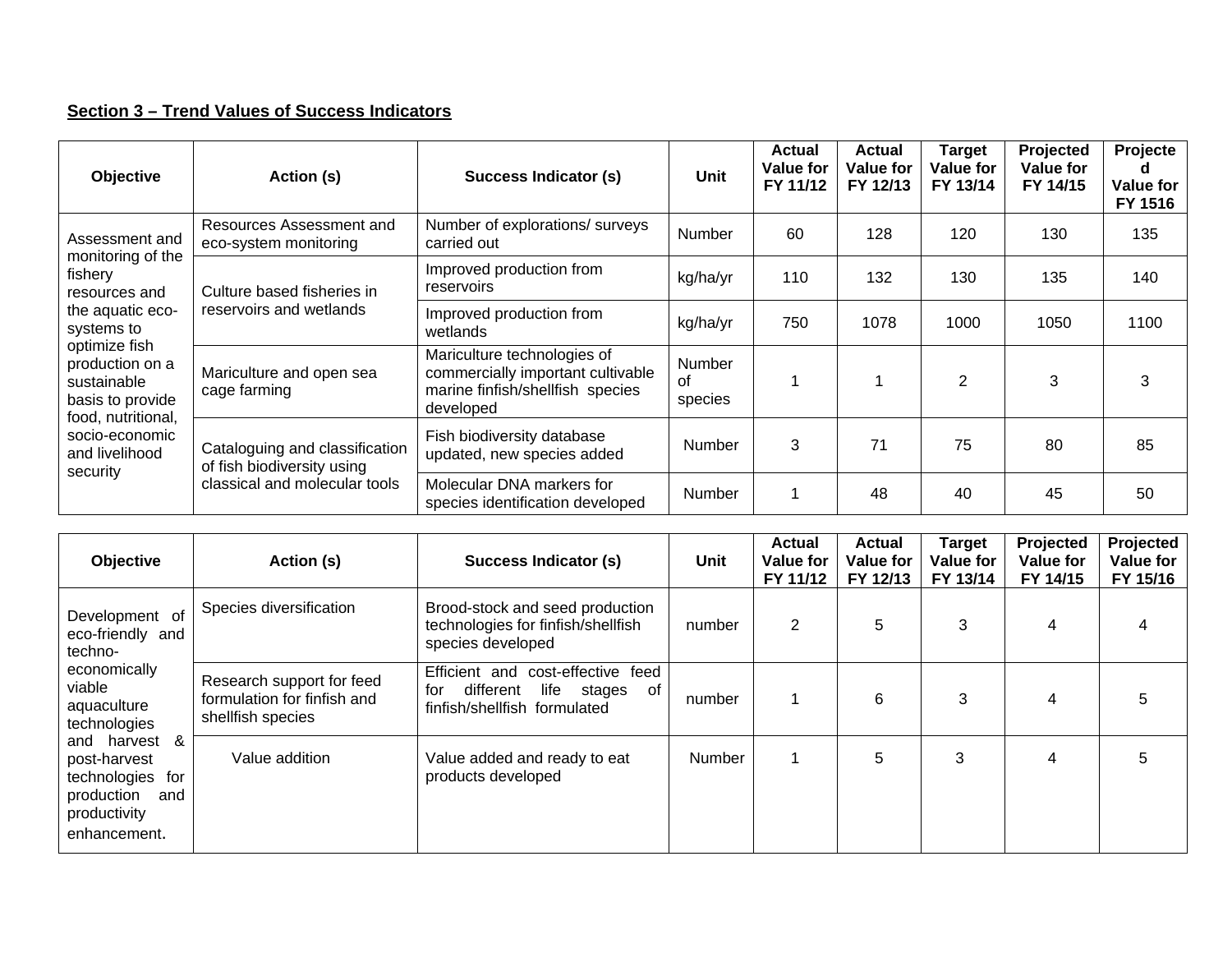## Section 3 – Trend Values of Success Indicators

| Objective | Action (s) | Success Indicator (s) | Unit | Actual Value for FY 11/12 | Actual Value for FY 12/13 | Target Value for FY 13/14 | Projected Value for FY 14/15 | Projected Value for FY 1516 |
|---|---|---|---|---|---|---|---|---|
| Assessment and monitoring of the fishery resources and the aquatic eco-systems to optimize fish production on a sustainable basis to provide food, nutritional, socio-economic and livelihood security | Resources Assessment and eco-system monitoring | Number of explorations/ surveys carried out | Number | 60 | 128 | 120 | 130 | 135 |
| | Culture based fisheries in reservoirs and wetlands | Improved production from reservoirs | kg/ha/yr | 110 | 132 | 130 | 135 | 140 |
| | | Improved production from wetlands | kg/ha/yr | 750 | 1078 | 1000 | 1050 | 1100 |
| | Mariculture and open sea cage farming | Mariculture technologies of commercially important cultivable marine finfish/shellfish species developed | Number of species | 1 | 1 | 2 | 3 | 3 |
| | Cataloguing and classification of fish biodiversity using classical and molecular tools | Fish biodiversity database updated, new species added | Number | 3 | 71 | 75 | 80 | 85 |
| | | Molecular DNA markers for species identification developed | Number | 1 | 48 | 40 | 45 | 50 |

| Objective | Action (s) | Success Indicator (s) | Unit | Actual Value for FY 11/12 | Actual Value for FY 12/13 | Target Value for FY 13/14 | Projected Value for FY 14/15 | Projected Value for FY 15/16 |
|---|---|---|---|---|---|---|---|---|
| Development of eco-friendly and techno-economically viable aquaculture technologies and harvest & post-harvest technologies for production and productivity enhancement. | Species diversification | Brood-stock and seed production technologies for finfish/shellfish species developed | number | 2 | 5 | 3 | 4 | 4 |
| | Research support for feed formulation for finfish and shellfish species | Efficient and cost-effective feed for different life stages of finfish/shellfish formulated | number | 1 | 6 | 3 | 4 | 5 |
| | Value addition | Value added and ready to eat products developed | Number | 1 | 5 | 3 | 4 | 5 |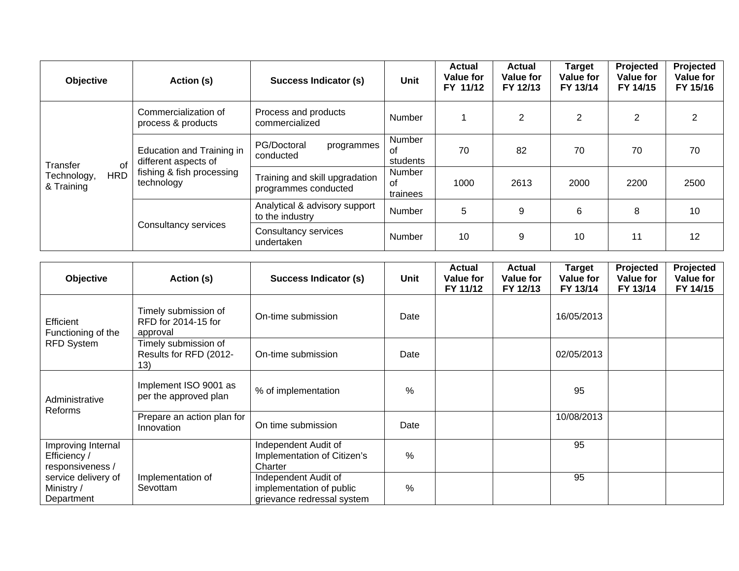| Objective | Action (s) | Success Indicator (s) | Unit | Actual Value for FY 11/12 | Actual Value for FY 12/13 | Target Value for FY 13/14 | Projected Value for FY 14/15 | Projected Value for FY 15/16 |
|---|---|---|---|---|---|---|---|---|
| Transfer of Technology, HRD & Training | Commercialization of process & products | Process and products commercialized | Number | 1 | 2 | 2 | 2 | 2 |
| | Education and Training in different aspects of fishing & fish processing technology | PG/Doctoral programmes conducted | Number of students | 70 | 82 | 70 | 70 | 70 |
| | | Training and skill upgradation programmes conducted | Number of trainees | 1000 | 2613 | 2000 | 2200 | 2500 |
| | Consultancy services | Analytical & advisory support to the industry | Number | 5 | 9 | 6 | 8 | 10 |
| | | Consultancy services undertaken | Number | 10 | 9 | 10 | 11 | 12 |

| Objective | Action (s) | Success Indicator (s) | Unit | Actual Value for FY 11/12 | Actual Value for FY 12/13 | Target Value for FY 13/14 | Projected Value for FY 13/14 | Projected Value for FY 14/15 |
|---|---|---|---|---|---|---|---|---|
| Efficient Functioning of the RFD System | Timely submission of RFD for 2014-15 for approval | On-time submission | Date | | | 16/05/2013 | | |
| | Timely submission of Results for RFD (2012-13) | On-time submission | Date | | | 02/05/2013 | | |
| Administrative Reforms | Implement ISO 9001 as per the approved plan | % of implementation | % | | | 95 | | |
| | Prepare an action plan for Innovation | On time submission | Date | | | 10/08/2013 | | |
| Improving Internal Efficiency / responsiveness / service delivery of Ministry / Department | Implementation of Sevottam | Independent Audit of Implementation of Citizen's Charter | % | | | 95 | | |
| | | Independent Audit of implementation of public grievance redressal system | % | | | 95 | | |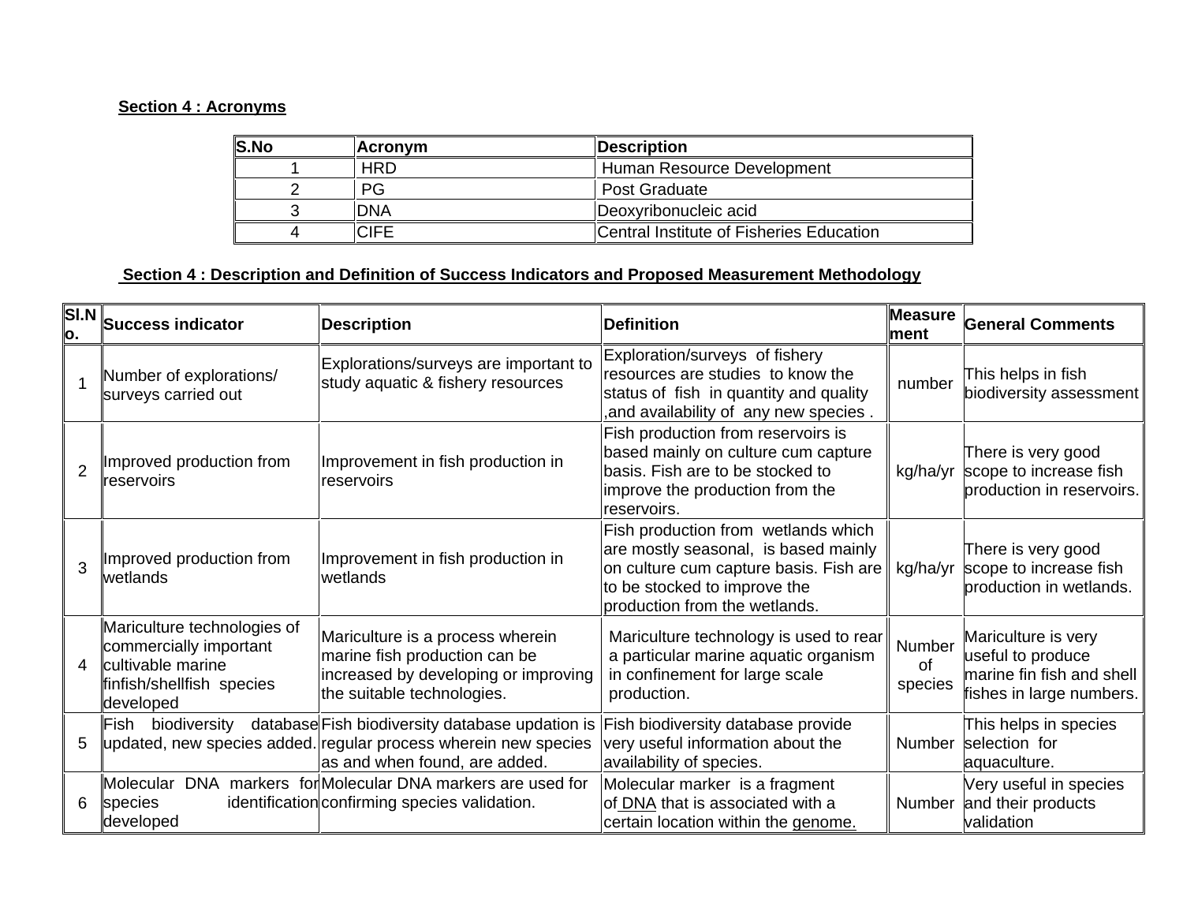**Section 4 : Acronyms**

| S.No | Acronym | Description |
|---|---|---|
| 1 | HRD | Human Resource Development |
| 2 | PG | Post Graduate |
| 3 | DNA | Deoxyribonucleic acid |
| 4 | CIFE | Central Institute of Fisheries Education |

**Section 4 : Description and Definition of Success Indicators and Proposed Measurement Methodology**

| Sl.No. | Success indicator | Description | Definition | Measurement | General Comments |
|---|---|---|---|---|---|
| 1 | Number of explorations/ surveys carried out | Explorations/surveys are important to study aquatic & fishery resources | Exploration/surveys of fishery resources are studies to know the status of fish in quantity and quality ,and availability of any new species . | number | This helps in fish biodiversity assessment |
| 2 | Improved production from reservoirs | Improvement in fish production in reservoirs | Fish production from reservoirs is based mainly on culture cum capture basis. Fish are to be stocked to improve the production from the reservoirs. | kg/ha/yr | There is very good scope to increase fish production in reservoirs. |
| 3 | Improved production from wetlands | Improvement in fish production in wetlands | Fish production from wetlands which are mostly seasonal, is based mainly on culture cum capture basis. Fish are to be stocked to improve the production from the wetlands. | kg/ha/yr | There is very good scope to increase fish production in wetlands. |
| 4 | Mariculture technologies of commercially important cultivable marine finfish/shellfish species developed | Mariculture is a process wherein marine fish production can be increased by developing or improving the suitable technologies. | Mariculture technology is used to rear a particular marine aquatic organism in confinement for large scale production. | Number of species | Mariculture is very useful to produce marine fin fish and shell fishes in large numbers. |
| 5 | Fish biodiversity database updated, new species added. | Fish biodiversity database updation is regular process wherein new species as and when found, are added. | Fish biodiversity database provide very useful information about the availability of species. | Number | This helps in species selection for aquaculture. |
| 6 | Molecular DNA markers for species identification developed | Molecular DNA markers are used for confirming species validation. | Molecular marker is a fragment of DNA that is associated with a certain location within the genome. | Number | Very useful in species and their products validation |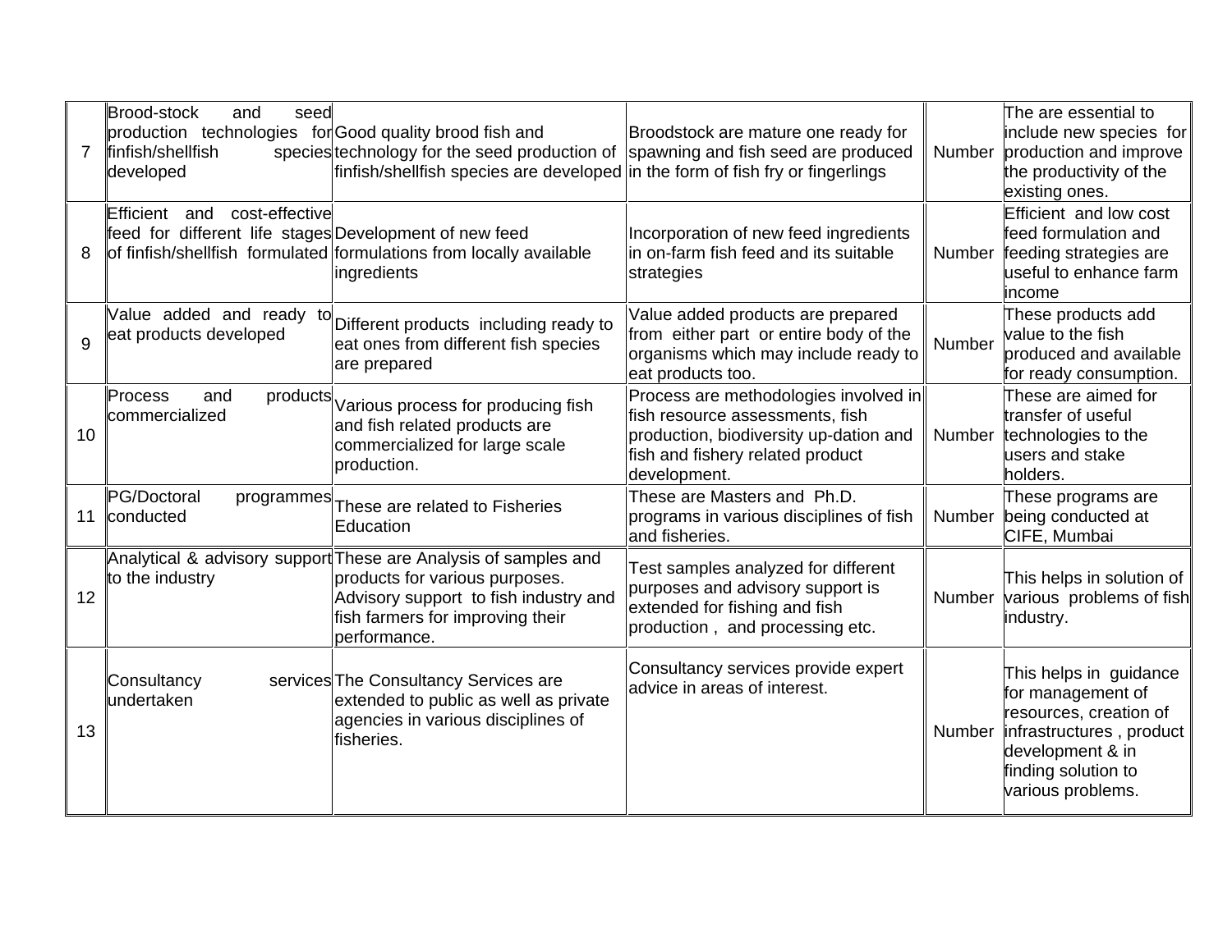| 7 | Brood-stock and seed production technologies for finfish/shellfish species developed | Good quality brood fish and technology for the seed production of finfish/shellfish species are developed | Broodstock are mature one ready for spawning and fish seed are produced in the form of fish fry or fingerlings | Number | The are essential to include new species for production and improve the productivity of the existing ones. |
|---|---|---|---|---|---|
| 8 | Efficient and cost-effective feed for different life stages of finfish/shellfish formulated | Development of new feed formulations from locally available ingredients | Incorporation of new feed ingredients in on-farm fish feed and its suitable strategies | Number | Efficient and low cost feed formulation and feeding strategies are useful to enhance farm income |
| 9 | Value added and ready to eat products developed | Different products including ready to eat ones from different fish species are prepared | Value added products are prepared from either part or entire body of the organisms which may include ready to eat products too. | Number | These products add value to the fish produced and available for ready consumption. |
| 10 | Process and products commercialized | Various process for producing fish and fish related products are commercialized for large scale production. | Process are methodologies involved in fish resource assessments, fish production, biodiversity up-dation and fish and fishery related product development. | Number | These are aimed for transfer of useful technologies to the users and stake holders. |
| 11 | PG/Doctoral programmes conducted | These are related to Fisheries Education | These are Masters and Ph.D. programs in various disciplines of fish and fisheries. | Number | These programs are being conducted at CIFE, Mumbai |
| 12 | Analytical & advisory support to the industry | These are Analysis of samples and products for various purposes. Advisory support to fish industry and fish farmers for improving their performance. | Test samples analyzed for different purposes and advisory support is extended for fishing and fish production , and processing etc. | Number | This helps in solution of various problems of fish industry. |
| 13 | Consultancy services undertaken | The Consultancy Services are extended to public as well as private agencies in various disciplines of fisheries. | Consultancy services provide expert advice in areas of interest. | Number | This helps in guidance for management of resources, creation of infrastructures , product development & in finding solution to various problems. |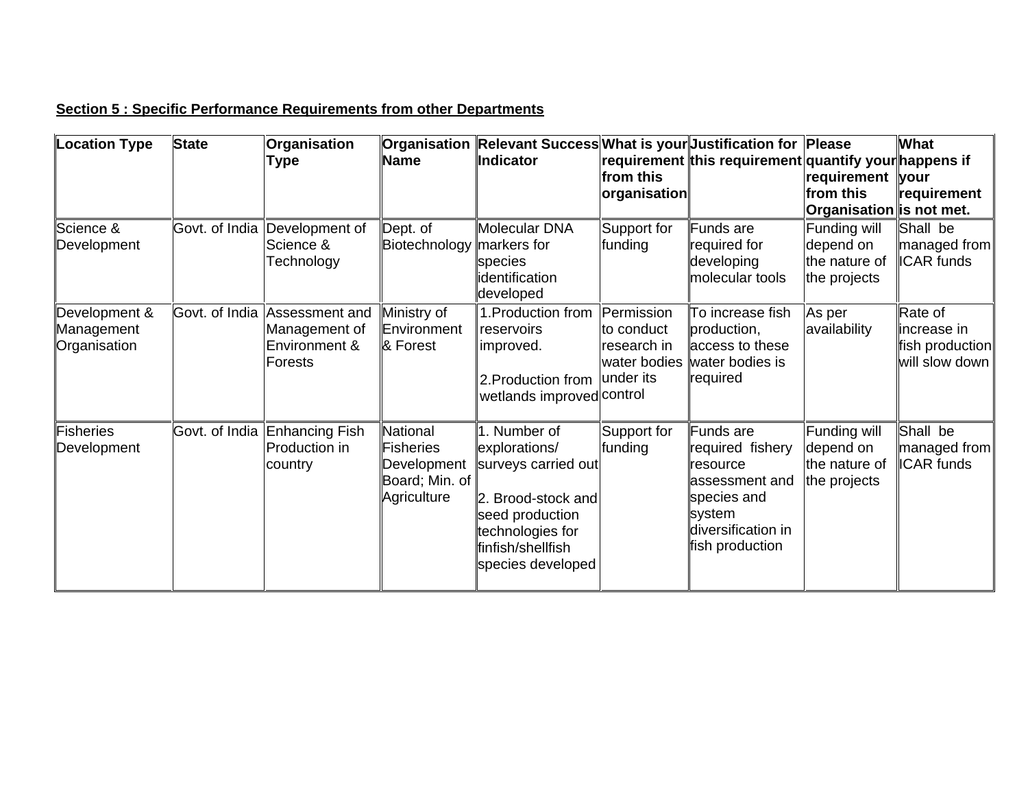**Section 5 : Specific Performance Requirements from other Departments**

| Location Type | State | Organisation Type | Organisation Name | Relevant Success Indicator | What is your requirement from this organisation | Justification for this requirement | Please quantify your requirement from this Organisation | What happens if your requirement is not met. |
|---|---|---|---|---|---|---|---|---|
| Science & Development | Govt. of India | Development of Science & Technology | Dept. of Biotechnology | Molecular DNA markers for species identification developed | Support for funding | Funds are required for developing molecular tools | Funding will depend on the nature of the projects | Shall be managed from ICAR funds |
| Development & Management Organisation | Govt. of India | Assessment and Management of Environment & Forests | Ministry of Environment & Forest | 1.Production from reservoirs improved.<br><br>2.Production from wetlands improved | Permission to conduct research in water bodies under its control | To increase fish production, access to these water bodies is required | As per availability | Rate of increase in fish production will slow down |
| Fisheries Development | Govt. of India | Enhancing Fish Production in country | National Fisheries Development Board; Min. of Agriculture | 1. Number of explorations/ surveys carried out<br><br>2. Brood-stock and seed production technologies for finfish/shellfish species developed | Support for funding | Funds are required fishery resource assessment and species and system diversification in fish production | Funding will depend on the nature of the projects | Shall be managed from ICAR funds |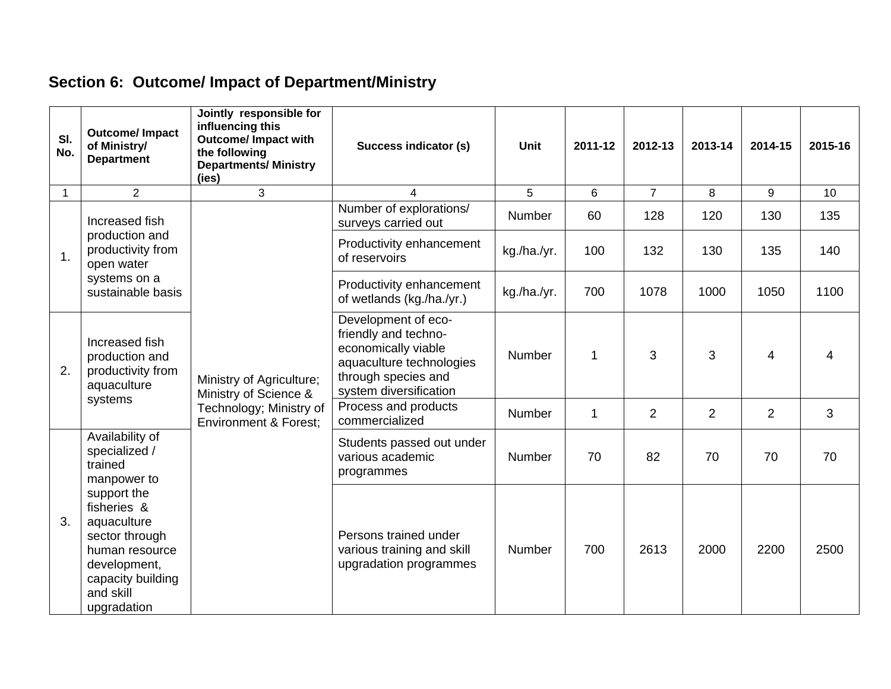## Section 6: Outcome/ Impact of Department/Ministry

| Sl. No. | Outcome/ Impact of Ministry/ Department | Jointly responsible for influencing this Outcome/ Impact with the following Departments/ Ministry (ies) | Success indicator (s) | Unit | 2011-12 | 2012-13 | 2013-14 | 2014-15 | 2015-16 |
|---|---|---|---|---|---|---|---|---|---|
| 1 | 2 | 3 | 4 | 5 | 6 | 7 | 8 | 9 | 10 |
| 1. | Increased fish production and productivity from open water systems on a sustainable basis | Ministry of Agriculture; Ministry of Science & Technology; Ministry of Environment & Forest; | Number of explorations/ surveys carried out | Number | 60 | 128 | 120 | 130 | 135 |
| | | | Productivity enhancement of reservoirs | kg./ha./yr. | 100 | 132 | 130 | 135 | 140 |
| | | | Productivity enhancement of wetlands (kg./ha./yr.) | kg./ha./yr. | 700 | 1078 | 1000 | 1050 | 1100 |
| 2. | Increased fish production and productivity from aquaculture systems | | Development of eco-friendly and techno-economically viable aquaculture technologies through species and system diversification | Number | 1 | 3 | 3 | 4 | 4 |
| | | | Process and products commercialized | Number | 1 | 2 | 2 | 2 | 3 |
| 3. | Availability of specialized / trained manpower to support the fisheries & aquaculture sector through human resource development, capacity building and skill upgradation | | Students passed out under various academic programmes | Number | 70 | 82 | 70 | 70 | 70 |
| | | | Persons trained under various training and skill upgradation programmes | Number | 700 | 2613 | 2000 | 2200 | 2500 |